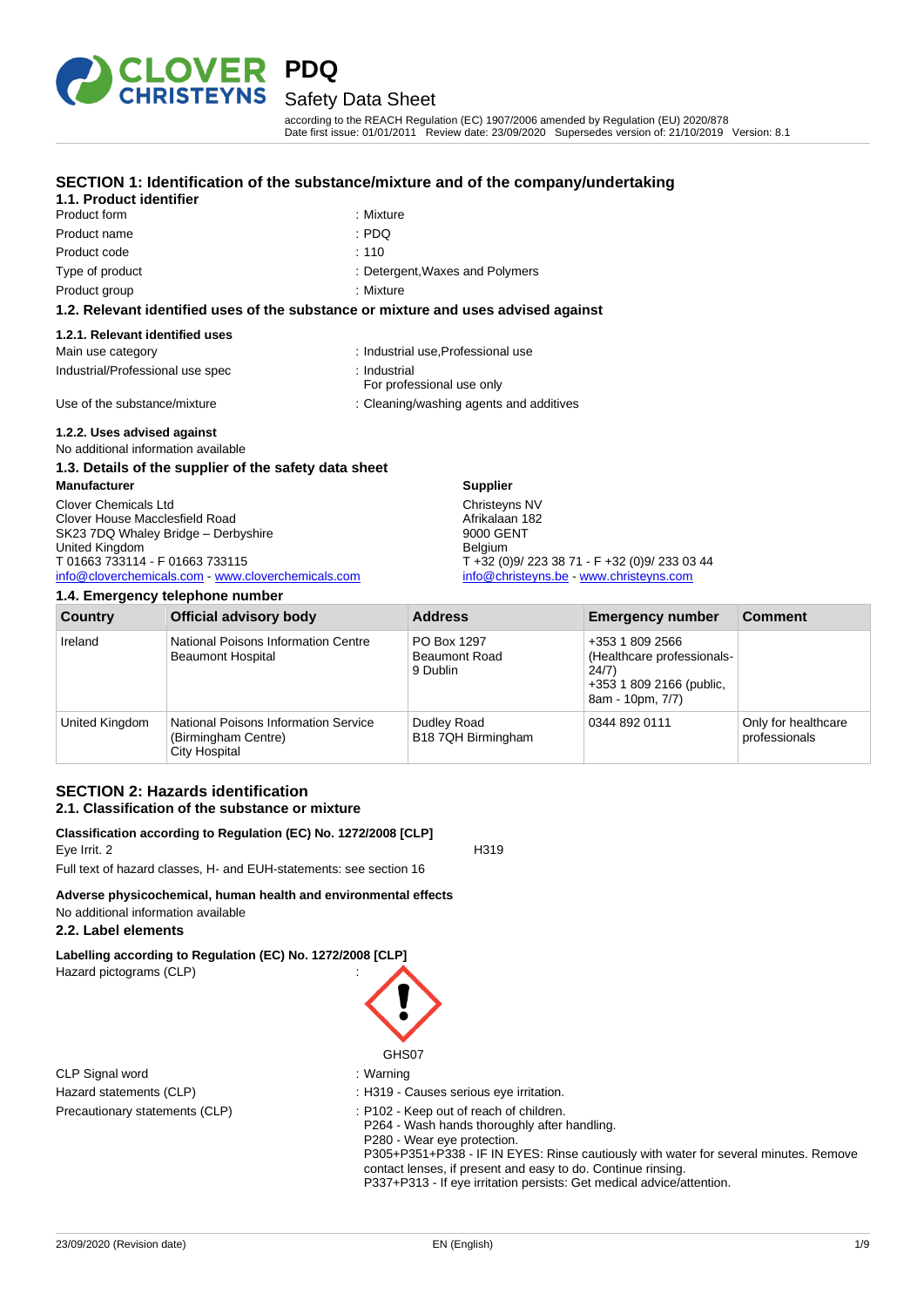# PDQ

## Safety Data Sheet

according to the REACH Regulation (EC) 1907/2006 amended by Regulation (EU) 2020/878
Date first issue: 01/01/2011 Review date: 23/09/2020 Supersedes version of: 21/10/2019 Version: 8.1

## SECTION 1: Identification of the substance/mixture and of the company/undertaking

### 1.1. Product identifier

Product form : Mixture
Product name : PDQ
Product code : 110
Type of product : Detergent,Waxes and Polymers
Product group : Mixture

### 1.2. Relevant identified uses of the substance or mixture and uses advised against

#### 1.2.1. Relevant identified uses

Main use category : Industrial use,Professional use
Industrial/Professional use spec : Industrial
For professional use only
Use of the substance/mixture : Cleaning/washing agents and additives

#### 1.2.2. Uses advised against

No additional information available

### 1.3. Details of the supplier of the safety data sheet

**Manufacturer**

Clover Chemicals Ltd
Clover House Macclesfield Road
SK23 7DQ Whaley Bridge – Derbyshire
United Kingdom
T 01663 733114 - F 01663 733115
info@cloverchemicals.com - www.cloverchemicals.com

**Supplier**

Christeyns NV
Afrikalaan 182
9000 GENT
Belgium
T +32 (0)9/ 223 38 71 - F +32 (0)9/ 233 03 44
info@christeyns.be - www.christeyns.com

### 1.4. Emergency telephone number

| Country | Official advisory body | Address | Emergency number | Comment |
|---|---|---|---|---|
| Ireland | National Poisons Information Centre Beaumont Hospital | PO Box 1297 Beaumont Road 9 Dublin | +353 1 809 2566 (Healthcare professionals- 24/7) +353 1 809 2166 (public, 8am - 10pm, 7/7) | |
| United Kingdom | National Poisons Information Service (Birmingham Centre) City Hospital | Dudley Road B18 7QH Birmingham | 0344 892 0111 | Only for healthcare professionals |

## SECTION 2: Hazards identification

### 2.1. Classification of the substance or mixture

**Classification according to Regulation (EC) No. 1272/2008 [CLP]**

Eye Irrit. 2 H319

Full text of hazard classes, H- and EUH-statements: see section 16

**Adverse physicochemical, human health and environmental effects**

No additional information available

### 2.2. Label elements

**Labelling according to Regulation (EC) No. 1272/2008 [CLP]**

Hazard pictograms (CLP) :

GHS07

CLP Signal word : Warning
Hazard statements (CLP) : H319 - Causes serious eye irritation.
Precautionary statements (CLP) : P102 - Keep out of reach of children.
P264 - Wash hands thoroughly after handling.
P280 - Wear eye protection.
P305+P351+P338 - IF IN EYES: Rinse cautiously with water for several minutes. Remove contact lenses, if present and easy to do. Continue rinsing.
P337+P313 - If eye irritation persists: Get medical advice/attention.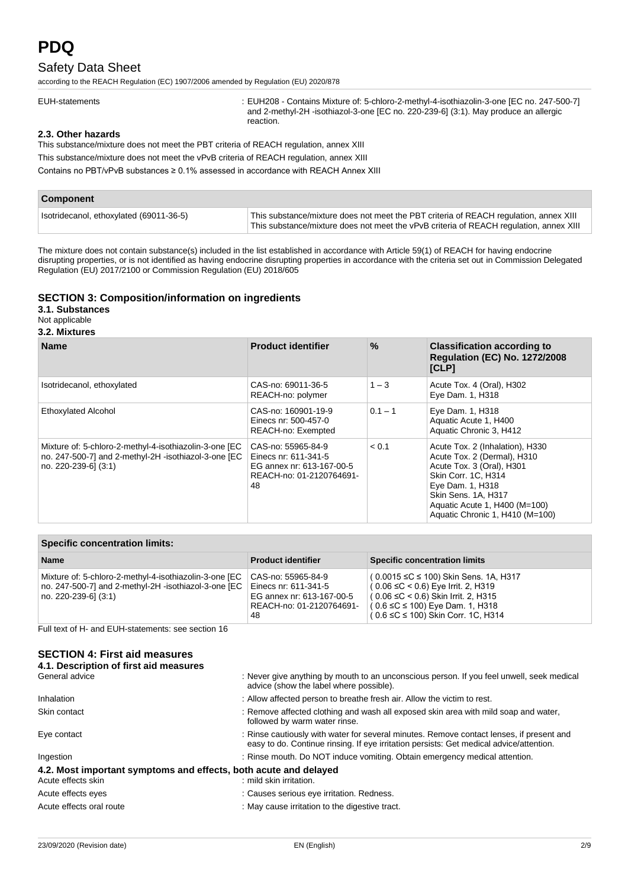| | |
|---|---|
| EUH-statements | : EUH208 - Contains Mixture of: 5-chloro-2-methyl-4-isothiazolin-3-one [EC no. 247-500-7] and 2-methyl-2H -isothiazol-3-one [EC no. 220-239-6] (3:1). May produce an allergic reaction. |

### 2.3. Other hazards

This substance/mixture does not meet the PBT criteria of REACH regulation, annex XIII

This substance/mixture does not meet the vPvB criteria of REACH regulation, annex XIII

Contains no PBT/vPvB substances ≥ 0.1% assessed in accordance with REACH Annex XIII

| Component | |
|---|---|
| Isotridecanol, ethoxylated (69011-36-5) | This substance/mixture does not meet the PBT criteria of REACH regulation, annex XIII<br>This substance/mixture does not meet the vPvB criteria of REACH regulation, annex XIII |

The mixture does not contain substance(s) included in the list established in accordance with Article 59(1) of REACH for having endocrine disrupting properties, or is not identified as having endocrine disrupting properties in accordance with the criteria set out in Commission Delegated Regulation (EU) 2017/2100 or Commission Regulation (EU) 2018/605

## SECTION 3: Composition/information on ingredients

### 3.1. Substances

Not applicable

### 3.2. Mixtures

| Name | Product identifier | % | Classification according to Regulation (EC) No. 1272/2008 [CLP] |
|---|---|---|---|
| Isotridecanol, ethoxylated | CAS-no: 69011-36-5<br>REACH-no: polymer | 1 – 3 | Acute Tox. 4 (Oral), H302<br>Eye Dam. 1, H318 |
| Ethoxylated Alcohol | CAS-no: 160901-19-9<br>Einecs nr: 500-457-0<br>REACH-no: Exempted | 0.1 – 1 | Eye Dam. 1, H318<br>Aquatic Acute 1, H400<br>Aquatic Chronic 3, H412 |
| Mixture of: 5-chloro-2-methyl-4-isothiazolin-3-one [EC no. 247-500-7] and 2-methyl-2H -isothiazol-3-one [EC no. 220-239-6] (3:1) | CAS-no: 55965-84-9<br>Einecs nr: 611-341-5<br>EG annex nr: 613-167-00-5<br>REACH-no: 01-2120764691-48 | < 0.1 | Acute Tox. 2 (Inhalation), H330<br>Acute Tox. 2 (Dermal), H310<br>Acute Tox. 3 (Oral), H301<br>Skin Corr. 1C, H314<br>Eye Dam. 1, H318<br>Skin Sens. 1A, H317<br>Aquatic Acute 1, H400 (M=100)<br>Aquatic Chronic 1, H410 (M=100) |

| Specific concentration limits: | | |
|---|---|---|
| **Name** | **Product identifier** | **Specific concentration limits** |
| Mixture of: 5-chloro-2-methyl-4-isothiazolin-3-one [EC no. 247-500-7] and 2-methyl-2H -isothiazol-3-one [EC no. 220-239-6] (3:1) | CAS-no: 55965-84-9<br>Einecs nr: 611-341-5<br>EG annex nr: 613-167-00-5<br>REACH-no: 01-2120764691-48 | ( 0.0015 ≤C ≤ 100) Skin Sens. 1A, H317<br>( 0.06 ≤C < 0.6) Eye Irrit. 2, H319<br>( 0.06 ≤C < 0.6) Skin Irrit. 2, H315<br>( 0.6 ≤C ≤ 100) Eye Dam. 1, H318<br>( 0.6 ≤C ≤ 100) Skin Corr. 1C, H314 |

Full text of H- and EUH-statements: see section 16

## SECTION 4: First aid measures

### 4.1. Description of first aid measures

| | |
|---|---|
| General advice | : Never give anything by mouth to an unconscious person. If you feel unwell, seek medical advice (show the label where possible). |
| Inhalation | : Allow affected person to breathe fresh air. Allow the victim to rest. |
| Skin contact | : Remove affected clothing and wash all exposed skin area with mild soap and water, followed by warm water rinse. |
| Eye contact | : Rinse cautiously with water for several minutes. Remove contact lenses, if present and easy to do. Continue rinsing. If eye irritation persists: Get medical advice/attention. |
| Ingestion | : Rinse mouth. Do NOT induce vomiting. Obtain emergency medical attention. |

### 4.2. Most important symptoms and effects, both acute and delayed

| | |
|---|---|
| Acute effects skin | : mild skin irritation. |
| Acute effects eyes | : Causes serious eye irritation. Redness. |
| Acute effects oral route | : May cause irritation to the digestive tract. |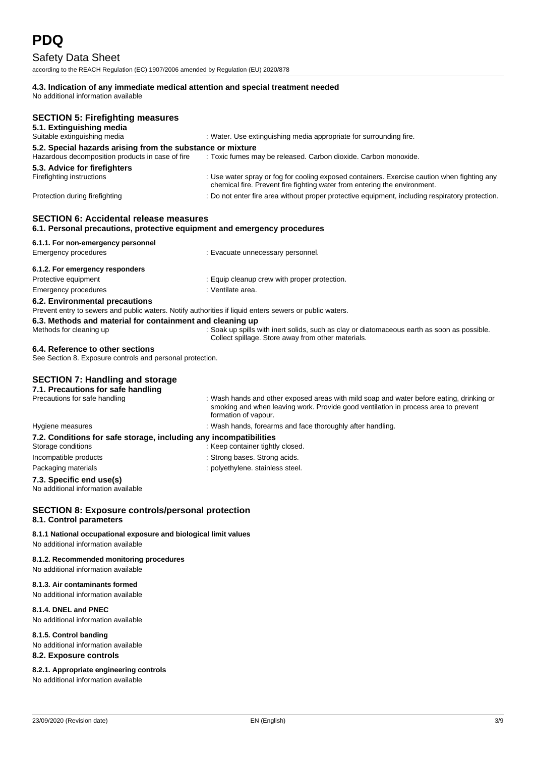#### 4.3. Indication of any immediate medical attention and special treatment needed

No additional information available

## SECTION 5: Firefighting measures

### 5.1. Extinguishing media

Suitable extinguishing media : Water. Use extinguishing media appropriate for surrounding fire.

### 5.2. Special hazards arising from the substance or mixture

Hazardous decomposition products in case of fire : Toxic fumes may be released. Carbon dioxide. Carbon monoxide.

### 5.3. Advice for firefighters

Firefighting instructions : Use water spray or fog for cooling exposed containers. Exercise caution when fighting any chemical fire. Prevent fire fighting water from entering the environment.

Protection during firefighting : Do not enter fire area without proper protective equipment, including respiratory protection.

## SECTION 6: Accidental release measures

### 6.1. Personal precautions, protective equipment and emergency procedures

#### 6.1.1. For non-emergency personnel

Emergency procedures : Evacuate unnecessary personnel.

#### 6.1.2. For emergency responders

Protective equipment : Equip cleanup crew with proper protection.

Emergency procedures : Ventilate area.

### 6.2. Environmental precautions

Prevent entry to sewers and public waters. Notify authorities if liquid enters sewers or public waters.

### 6.3. Methods and material for containment and cleaning up

Methods for cleaning up : Soak up spills with inert solids, such as clay or diatomaceous earth as soon as possible. Collect spillage. Store away from other materials.

### 6.4. Reference to other sections

See Section 8. Exposure controls and personal protection.

## SECTION 7: Handling and storage

### 7.1. Precautions for safe handling

Precautions for safe handling : Wash hands and other exposed areas with mild soap and water before eating, drinking or smoking and when leaving work. Provide good ventilation in process area to prevent formation of vapour.

Hygiene measures : Wash hands, forearms and face thoroughly after handling.

### 7.2. Conditions for safe storage, including any incompatibilities

Storage conditions : Keep container tightly closed.

Incompatible products : Strong bases. Strong acids.

Packaging materials : polyethylene. stainless steel.

### 7.3. Specific end use(s)

No additional information available

## SECTION 8: Exposure controls/personal protection

### 8.1. Control parameters

#### 8.1.1 National occupational exposure and biological limit values

No additional information available

#### 8.1.2. Recommended monitoring procedures

No additional information available

#### 8.1.3. Air contaminants formed

No additional information available

#### 8.1.4. DNEL and PNEC

No additional information available

#### 8.1.5. Control banding

No additional information available

### 8.2. Exposure controls

#### 8.2.1. Appropriate engineering controls

No additional information available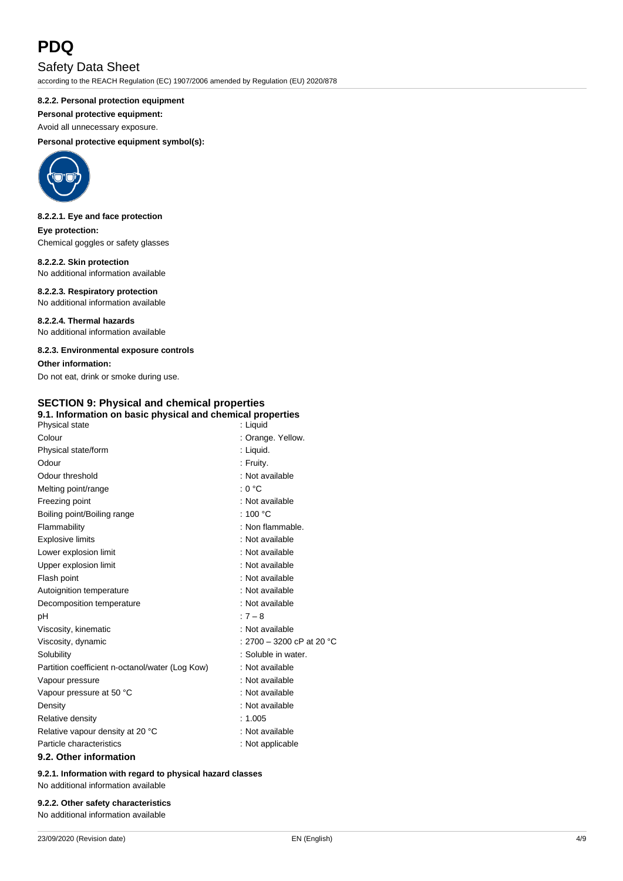#### 8.2.2. Personal protection equipment

**Personal protective equipment:**

Avoid all unnecessary exposure.

**Personal protective equipment symbol(s):**

#### 8.2.2.1. Eye and face protection

**Eye protection:**

Chemical goggles or safety glasses

#### 8.2.2.2. Skin protection

No additional information available

#### 8.2.2.3. Respiratory protection

No additional information available

#### 8.2.2.4. Thermal hazards

No additional information available

#### 8.2.3. Environmental exposure controls

**Other information:**

Do not eat, drink or smoke during use.

## SECTION 9: Physical and chemical properties

### 9.1. Information on basic physical and chemical properties

| | |
|---|---|
| Physical state | : Liquid |
| Colour | : Orange. Yellow. |
| Physical state/form | : Liquid. |
| Odour | : Fruity. |
| Odour threshold | : Not available |
| Melting point/range | : 0 °C |
| Freezing point | : Not available |
| Boiling point/Boiling range | : 100 °C |
| Flammability | : Non flammable. |
| Explosive limits | : Not available |
| Lower explosion limit | : Not available |
| Upper explosion limit | : Not available |
| Flash point | : Not available |
| Autoignition temperature | : Not available |
| Decomposition temperature | : Not available |
| pH | : 7 – 8 |
| Viscosity, kinematic | : Not available |
| Viscosity, dynamic | : 2700 – 3200 cP at 20 °C |
| Solubility | : Soluble in water. |
| Partition coefficient n-octanol/water (Log Kow) | : Not available |
| Vapour pressure | : Not available |
| Vapour pressure at 50 °C | : Not available |
| Density | : Not available |
| Relative density | : 1.005 |
| Relative vapour density at 20 °C | : Not available |
| Particle characteristics | : Not applicable |

### 9.2. Other information

#### 9.2.1. Information with regard to physical hazard classes

No additional information available

#### 9.2.2. Other safety characteristics

No additional information available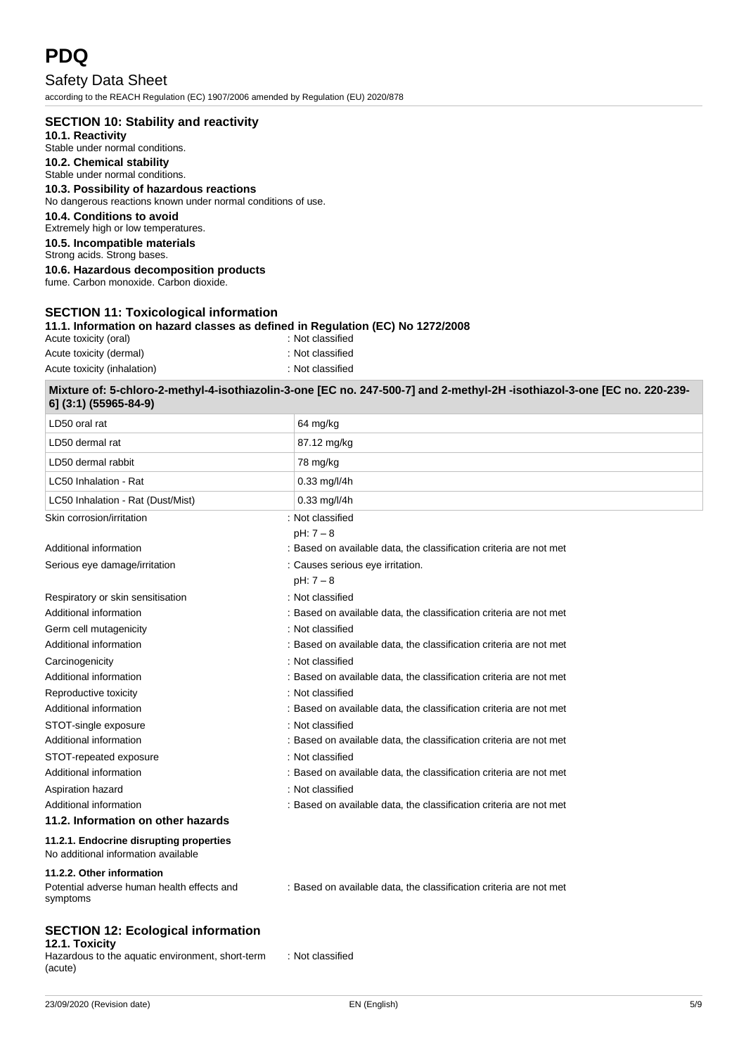## SECTION 10: Stability and reactivity

### 10.1. Reactivity

Stable under normal conditions.

### 10.2. Chemical stability

Stable under normal conditions.

### 10.3. Possibility of hazardous reactions

No dangerous reactions known under normal conditions of use.

### 10.4. Conditions to avoid

Extremely high or low temperatures.

### 10.5. Incompatible materials

Strong acids. Strong bases.

### 10.6. Hazardous decomposition products

fume. Carbon monoxide. Carbon dioxide.

## SECTION 11: Toxicological information

### 11.1. Information on hazard classes as defined in Regulation (EC) No 1272/2008

Acute toxicity (oral) : Not classified

Acute toxicity (dermal) : Not classified

Acute toxicity (inhalation) : Not classified

| Mixture of: 5-chloro-2-methyl-4-isothiazolin-3-one [EC no. 247-500-7] and 2-methyl-2H -isothiazol-3-one [EC no. 220-239-6] (3:1) (55965-84-9) | |
|---|---|
| LD50 oral rat | 64 mg/kg |
| LD50 dermal rat | 87.12 mg/kg |
| LD50 dermal rabbit | 78 mg/kg |
| LC50 Inhalation - Rat | 0.33 mg/l/4h |
| LC50 Inhalation - Rat (Dust/Mist) | 0.33 mg/l/4h |

Skin corrosion/irritation : Not classified
pH: 7 – 8

Additional information : Based on available data, the classification criteria are not met

Serious eye damage/irritation : Causes serious eye irritation.
pH: 7 – 8

Respiratory or skin sensitisation : Not classified

Additional information : Based on available data, the classification criteria are not met

Germ cell mutagenicity : Not classified

Additional information : Based on available data, the classification criteria are not met

Carcinogenicity : Not classified

Additional information : Based on available data, the classification criteria are not met

Reproductive toxicity : Not classified

Additional information : Based on available data, the classification criteria are not met

STOT-single exposure : Not classified

Additional information : Based on available data, the classification criteria are not met

STOT-repeated exposure : Not classified

Additional information : Based on available data, the classification criteria are not met

Aspiration hazard : Not classified

Additional information : Based on available data, the classification criteria are not met

### 11.2. Information on other hazards

#### 11.2.1. Endocrine disrupting properties

No additional information available

#### 11.2.2. Other information

Potential adverse human health effects and symptoms : Based on available data, the classification criteria are not met

## SECTION 12: Ecological information

### 12.1. Toxicity

Hazardous to the aquatic environment, short-term (acute) : Not classified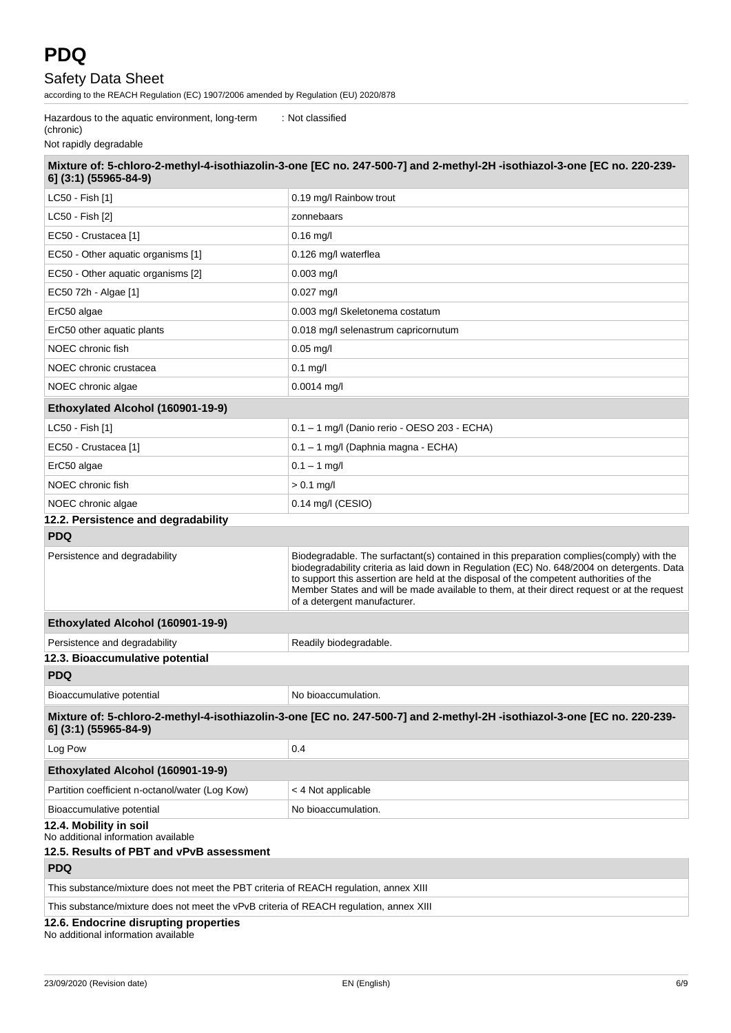Hazardous to the aquatic environment, long-term (chronic) : Not classified

Not rapidly degradable

| Mixture of: 5-chloro-2-methyl-4-isothiazolin-3-one [EC no. 247-500-7] and 2-methyl-2H -isothiazol-3-one [EC no. 220-239-6] (3:1) (55965-84-9) | |
|---|---|
| LC50 - Fish [1] | 0.19 mg/l Rainbow trout |
| LC50 - Fish [2] | zonnebaars |
| EC50 - Crustacea [1] | 0.16 mg/l |
| EC50 - Other aquatic organisms [1] | 0.126 mg/l waterflea |
| EC50 - Other aquatic organisms [2] | 0.003 mg/l |
| EC50 72h - Algae [1] | 0.027 mg/l |
| ErC50 algae | 0.003 mg/l Skeletonema costatum |
| ErC50 other aquatic plants | 0.018 mg/l selenastrum capricornutum |
| NOEC chronic fish | 0.05 mg/l |
| NOEC chronic crustacea | 0.1 mg/l |
| NOEC chronic algae | 0.0014 mg/l |

| Ethoxylated Alcohol (160901-19-9) | |
|---|---|
| LC50 - Fish [1] | 0.1 – 1 mg/l (Danio rerio - OESO 203 - ECHA) |
| EC50 - Crustacea [1] | 0.1 – 1 mg/l (Daphnia magna - ECHA) |
| ErC50 algae | 0.1 – 1 mg/l |
| NOEC chronic fish | > 0.1 mg/l |
| NOEC chronic algae | 0.14 mg/l (CESIO) |

### 12.2. Persistence and degradability

| PDQ | |
|---|---|
| Persistence and degradability | Biodegradable. The surfactant(s) contained in this preparation complies(comply) with the biodegradability criteria as laid down in Regulation (EC) No. 648/2004 on detergents. Data to support this assertion are held at the disposal of the competent authorities of the Member States and will be made available to them, at their direct request or at the request of a detergent manufacturer. |

| Ethoxylated Alcohol (160901-19-9) | |
|---|---|
| Persistence and degradability | Readily biodegradable. |

### 12.3. Bioaccumulative potential

| PDQ | |
|---|---|
| Bioaccumulative potential | No bioaccumulation. |

| Mixture of: 5-chloro-2-methyl-4-isothiazolin-3-one [EC no. 247-500-7] and 2-methyl-2H -isothiazol-3-one [EC no. 220-239-6] (3:1) (55965-84-9) | |
|---|---|
| Log Pow | 0.4 |

| Ethoxylated Alcohol (160901-19-9) | |
|---|---|
| Partition coefficient n-octanol/water (Log Kow) | < 4 Not applicable |
| Bioaccumulative potential | No bioaccumulation. |

### 12.4. Mobility in soil

No additional information available

### 12.5. Results of PBT and vPvB assessment

| PDQ |
|---|
| This substance/mixture does not meet the PBT criteria of REACH regulation, annex XIII |
| This substance/mixture does not meet the vPvB criteria of REACH regulation, annex XIII |

### 12.6. Endocrine disrupting properties

No additional information available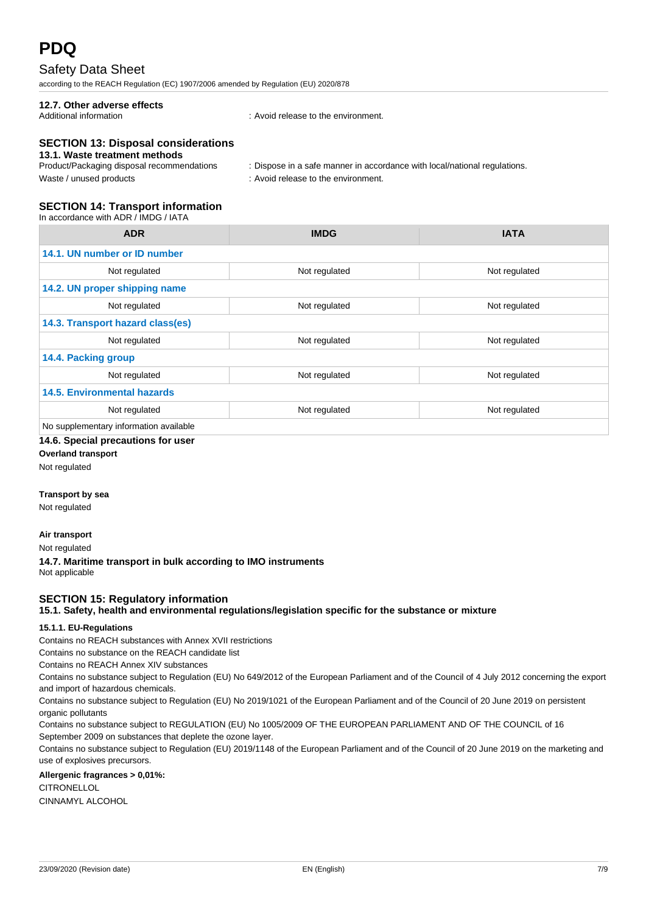#### 12.7. Other adverse effects

Additional information : Avoid release to the environment.

## SECTION 13: Disposal considerations

### 13.1. Waste treatment methods

Product/Packaging disposal recommendations : Dispose in a safe manner in accordance with local/national regulations.

Waste / unused products : Avoid release to the environment.

## SECTION 14: Transport information

In accordance with ADR / IMDG / IATA

| ADR | IMDG | IATA |
|---|---|---|
| **14.1. UN number or ID number** | | |
| Not regulated | Not regulated | Not regulated |
| **14.2. UN proper shipping name** | | |
| Not regulated | Not regulated | Not regulated |
| **14.3. Transport hazard class(es)** | | |
| Not regulated | Not regulated | Not regulated |
| **14.4. Packing group** | | |
| Not regulated | Not regulated | Not regulated |
| **14.5. Environmental hazards** | | |
| Not regulated | Not regulated | Not regulated |
| No supplementary information available | | |

### 14.6. Special precautions for user

**Overland transport**

Not regulated

**Transport by sea**

Not regulated

**Air transport**

Not regulated

### 14.7. Maritime transport in bulk according to IMO instruments

Not applicable

## SECTION 15: Regulatory information

### 15.1. Safety, health and environmental regulations/legislation specific for the substance or mixture

#### 15.1.1. EU-Regulations

Contains no REACH substances with Annex XVII restrictions

Contains no substance on the REACH candidate list

Contains no REACH Annex XIV substances

Contains no substance subject to Regulation (EU) No 649/2012 of the European Parliament and of the Council of 4 July 2012 concerning the export and import of hazardous chemicals.

Contains no substance subject to Regulation (EU) No 2019/1021 of the European Parliament and of the Council of 20 June 2019 on persistent organic pollutants

Contains no substance subject to REGULATION (EU) No 1005/2009 OF THE EUROPEAN PARLIAMENT AND OF THE COUNCIL of 16 September 2009 on substances that deplete the ozone layer.

Contains no substance subject to Regulation (EU) 2019/1148 of the European Parliament and of the Council of 20 June 2019 on the marketing and use of explosives precursors.

**Allergenic fragrances > 0,01%:**

CITRONELLOL

CINNAMYL ALCOHOL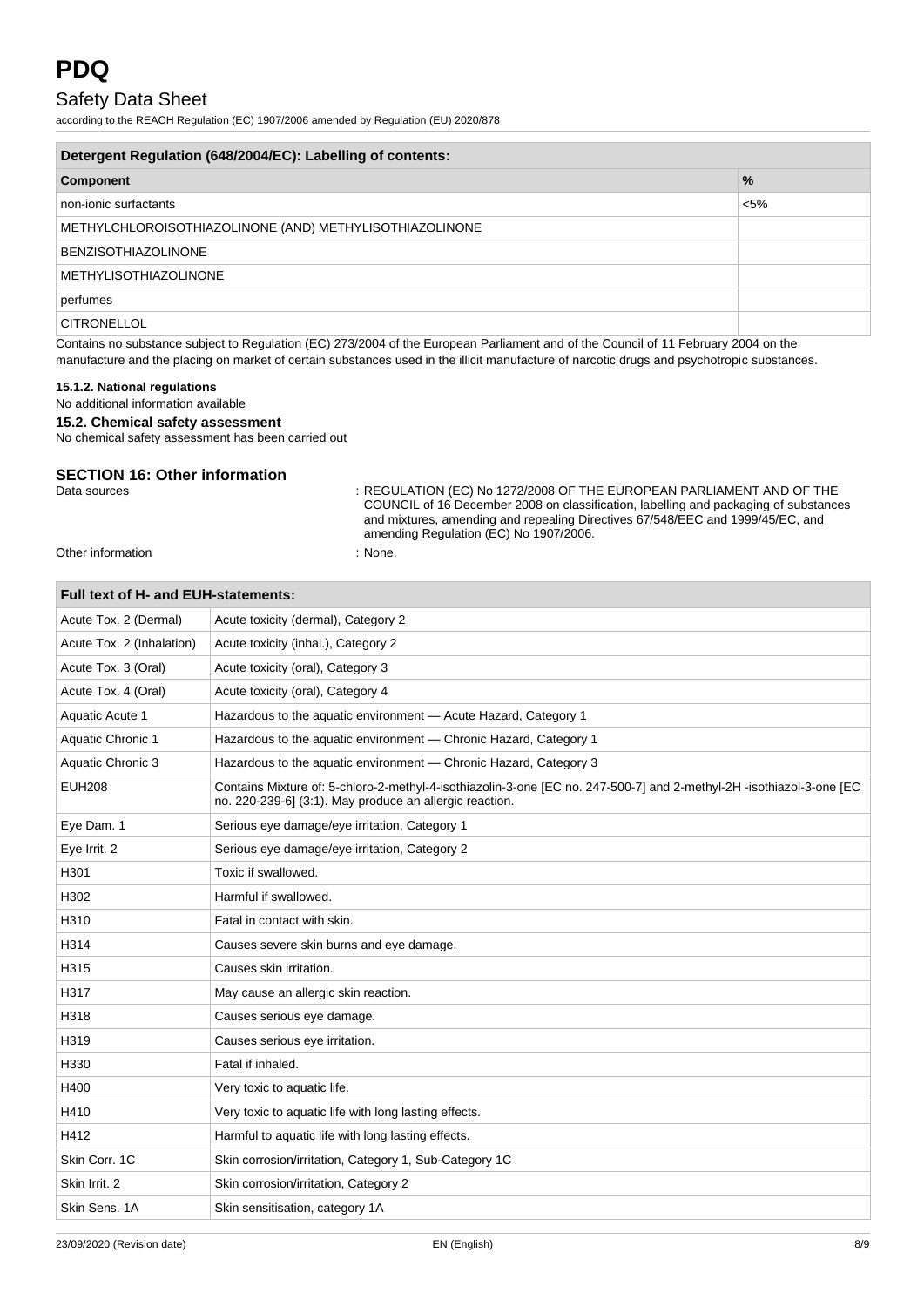| Detergent Regulation (648/2004/EC): Labelling of contents: | |
|---|---|
| **Component** | **%** |
| non-ionic surfactants | <5% |
| METHYLCHLOROISOTHIAZOLINONE (AND) METHYLISOTHIAZOLINONE | |
| BENZISOTHIAZOLINONE | |
| METHYLISOTHIAZOLINONE | |
| perfumes | |
| CITRONELLOL | |

Contains no substance subject to Regulation (EC) 273/2004 of the European Parliament and of the Council of 11 February 2004 on the manufacture and the placing on market of certain substances used in the illicit manufacture of narcotic drugs and psychotropic substances.

#### 15.1.2. National regulations

No additional information available

### 15.2. Chemical safety assessment

No chemical safety assessment has been carried out

## SECTION 16: Other information

Data sources : REGULATION (EC) No 1272/2008 OF THE EUROPEAN PARLIAMENT AND OF THE COUNCIL of 16 December 2008 on classification, labelling and packaging of substances and mixtures, amending and repealing Directives 67/548/EEC and 1999/45/EC, and amending Regulation (EC) No 1907/2006.

Other information : None.

| Full text of H- and EUH-statements: | |
|---|---|
| Acute Tox. 2 (Dermal) | Acute toxicity (dermal), Category 2 |
| Acute Tox. 2 (Inhalation) | Acute toxicity (inhal.), Category 2 |
| Acute Tox. 3 (Oral) | Acute toxicity (oral), Category 3 |
| Acute Tox. 4 (Oral) | Acute toxicity (oral), Category 4 |
| Aquatic Acute 1 | Hazardous to the aquatic environment — Acute Hazard, Category 1 |
| Aquatic Chronic 1 | Hazardous to the aquatic environment — Chronic Hazard, Category 1 |
| Aquatic Chronic 3 | Hazardous to the aquatic environment — Chronic Hazard, Category 3 |
| EUH208 | Contains Mixture of: 5-chloro-2-methyl-4-isothiazolin-3-one [EC no. 247-500-7] and 2-methyl-2H -isothiazol-3-one [EC no. 220-239-6] (3:1). May produce an allergic reaction. |
| Eye Dam. 1 | Serious eye damage/eye irritation, Category 1 |
| Eye Irrit. 2 | Serious eye damage/eye irritation, Category 2 |
| H301 | Toxic if swallowed. |
| H302 | Harmful if swallowed. |
| H310 | Fatal in contact with skin. |
| H314 | Causes severe skin burns and eye damage. |
| H315 | Causes skin irritation. |
| H317 | May cause an allergic skin reaction. |
| H318 | Causes serious eye damage. |
| H319 | Causes serious eye irritation. |
| H330 | Fatal if inhaled. |
| H400 | Very toxic to aquatic life. |
| H410 | Very toxic to aquatic life with long lasting effects. |
| H412 | Harmful to aquatic life with long lasting effects. |
| Skin Corr. 1C | Skin corrosion/irritation, Category 1, Sub-Category 1C |
| Skin Irrit. 2 | Skin corrosion/irritation, Category 2 |
| Skin Sens. 1A | Skin sensitisation, category 1A |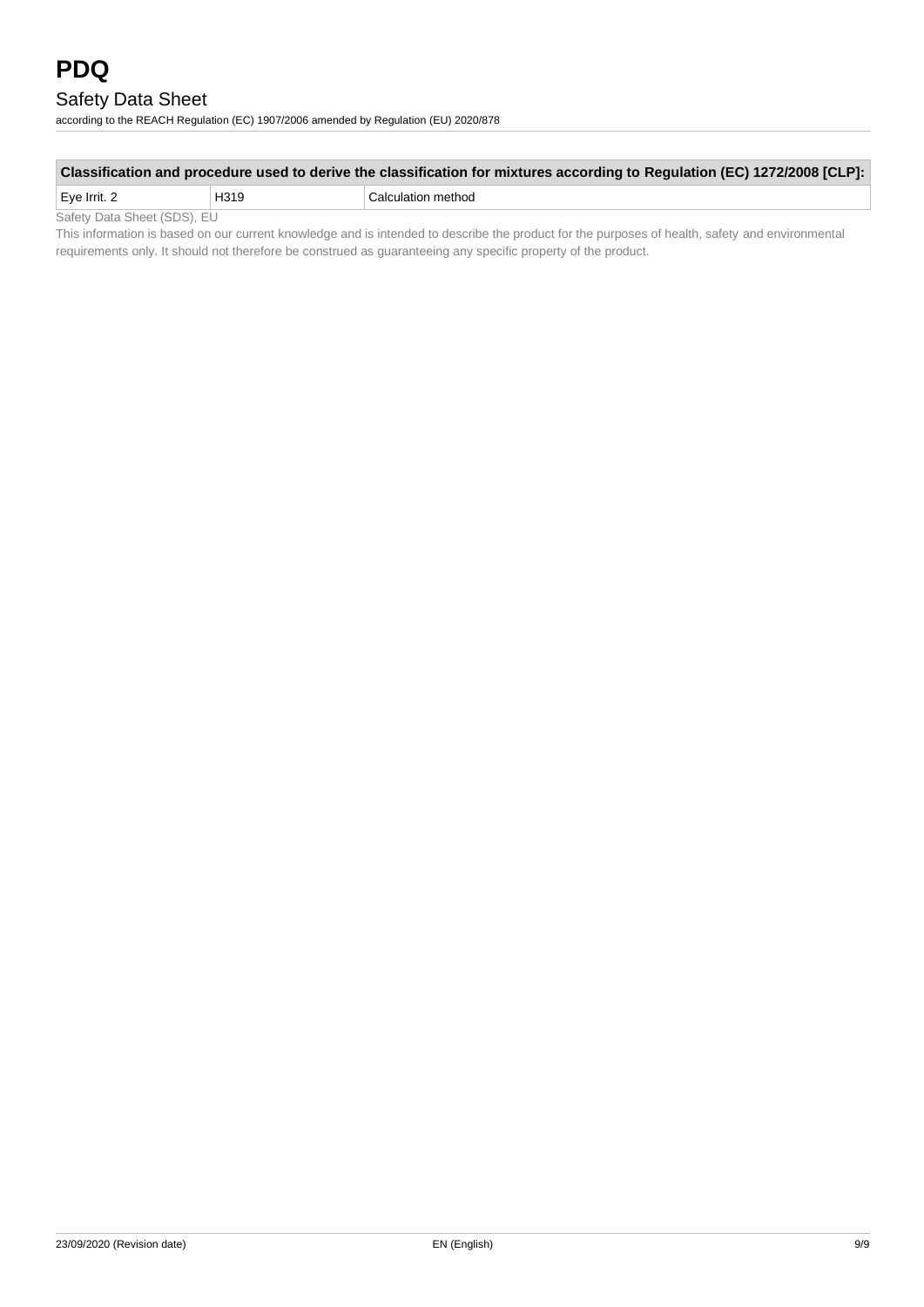| Classification and procedure used to derive the classification for mixtures according to Regulation (EC) 1272/2008 [CLP]: | | |
|---|---|---|
| Eye Irrit. 2 | H319 | Calculation method |

Safety Data Sheet (SDS), EU

This information is based on our current knowledge and is intended to describe the product for the purposes of health, safety and environmental requirements only. It should not therefore be construed as guaranteeing any specific property of the product.